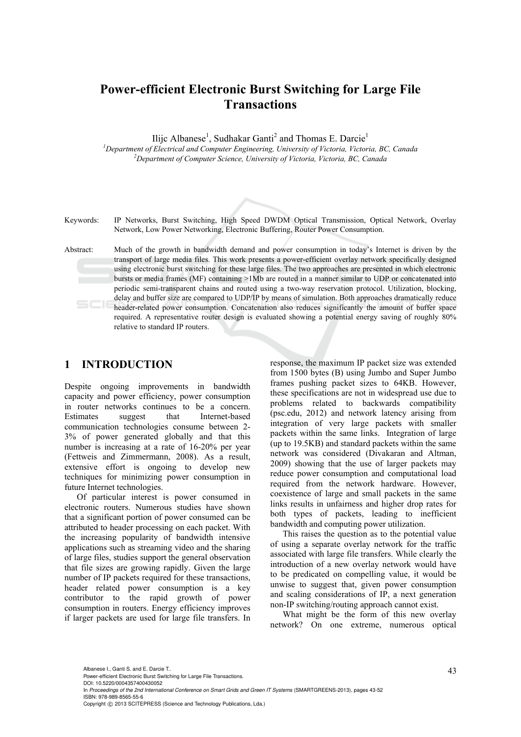# Power-efficient Electronic Burst Switching for Large File Transactions

Ilijc Albanese[1], Sudhakar Ganti[2] and Thomas E. Darcie[1]

[1]*Department of Electrical and Computer Engineering, University of Victoria, Victoria, BC, Canada*
[2]*Department of Computer Science, University of Victoria, Victoria, BC, Canada*

Keywords: IP Networks, Burst Switching, High Speed DWDM Optical Transmission, Optical Network, Overlay Network, Low Power Networking, Electronic Buffering, Router Power Consumption.

Abstract: Much of the growth in bandwidth demand and power consumption in today's Internet is driven by the transport of large media files. This work presents a power-efficient overlay network specifically designed using electronic burst switching for these large files. The two approaches are presented in which electronic bursts or media frames (MF) containing >1Mb are routed in a manner similar to UDP or concatenated into periodic semi-transparent chains and routed using a two-way reservation protocol. Utilization, blocking, delay and buffer size are compared to UDP/IP by means of simulation. Both approaches dramatically reduce header-related power consumption. Concatenation also reduces significantly the amount of buffer space required. A representative router design is evaluated showing a potential energy saving of roughly 80% relative to standard IP routers.

## 1 INTRODUCTION

Despite ongoing improvements in bandwidth capacity and power efficiency, power consumption in router networks continues to be a concern. Estimates suggest that Internet-based communication technologies consume between 2-3% of power generated globally and that this number is increasing at a rate of 16-20% per year (Fettweis and Zimmermann, 2008). As a result, extensive effort is ongoing to develop new techniques for minimizing power consumption in future Internet technologies.

Of particular interest is power consumed in electronic routers. Numerous studies have shown that a significant portion of power consumed can be attributed to header processing on each packet. With the increasing popularity of bandwidth intensive applications such as streaming video and the sharing of large files, studies support the general observation that file sizes are growing rapidly. Given the large number of IP packets required for these transactions, header related power consumption is a key contributor to the rapid growth of power consumption in routers. Energy efficiency improves if larger packets are used for large file transfers. In response, the maximum IP packet size was extended from 1500 bytes (B) using Jumbo and Super Jumbo frames pushing packet sizes to 64KB. However, these specifications are not in widespread use due to problems related to backwards compatibility (psc.edu, 2012) and network latency arising from integration of very large packets with smaller packets within the same links. Integration of large (up to 19.5KB) and standard packets within the same network was considered (Divakaran and Altman, 2009) showing that the use of larger packets may reduce power consumption and computational load required from the network hardware. However, coexistence of large and small packets in the same links results in unfairness and higher drop rates for both types of packets, leading to inefficient bandwidth and computing power utilization.

This raises the question as to the potential value of using a separate overlay network for the traffic associated with large file transfers. While clearly the introduction of a new overlay network would have to be predicated on compelling value, it would be unwise to suggest that, given power consumption and scaling considerations of IP, a next generation non-IP switching/routing approach cannot exist.

What might be the form of this new overlay network? On one extreme, numerous optical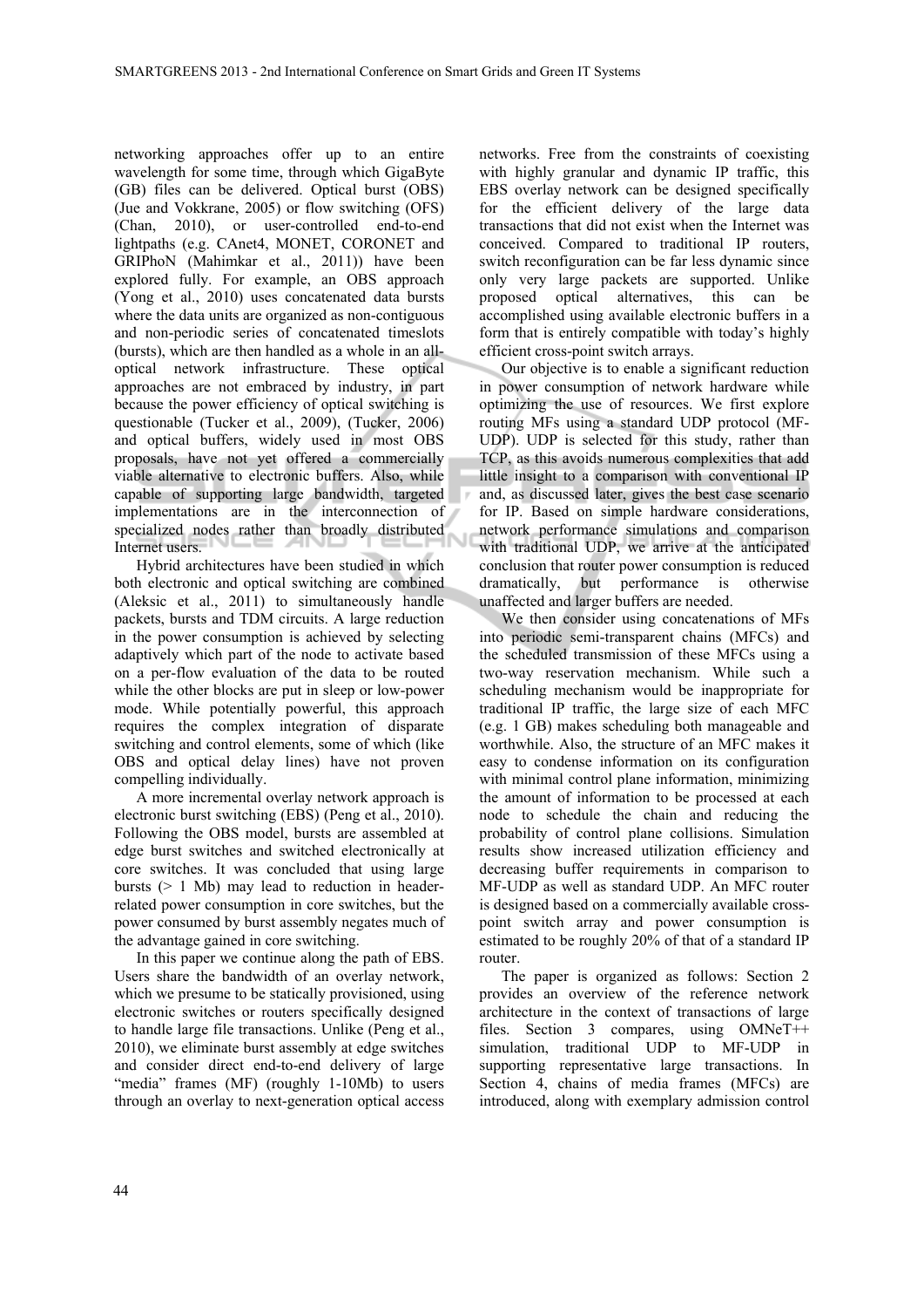networking approaches offer up to an entire wavelength for some time, through which GigaByte (GB) files can be delivered. Optical burst (OBS) (Jue and Vokkrane, 2005) or flow switching (OFS) (Chan, 2010), or user-controlled end-to-end lightpaths (e.g. CAnet4, MONET, CORONET and GRIPhoN (Mahimkar et al., 2011)) have been explored fully. For example, an OBS approach (Yong et al., 2010) uses concatenated data bursts where the data units are organized as non-contiguous and non-periodic series of concatenated timeslots (bursts), which are then handled as a whole in an all-optical network infrastructure. These optical approaches are not embraced by industry, in part because the power efficiency of optical switching is questionable (Tucker et al., 2009), (Tucker, 2006) and optical buffers, widely used in most OBS proposals, have not yet offered a commercially viable alternative to electronic buffers. Also, while capable of supporting large bandwidth, targeted implementations are in the interconnection of specialized nodes rather than broadly distributed Internet users.

Hybrid architectures have been studied in which both electronic and optical switching are combined (Aleksic et al., 2011) to simultaneously handle packets, bursts and TDM circuits. A large reduction in the power consumption is achieved by selecting adaptively which part of the node to activate based on a per-flow evaluation of the data to be routed while the other blocks are put in sleep or low-power mode. While potentially powerful, this approach requires the complex integration of disparate switching and control elements, some of which (like OBS and optical delay lines) have not proven compelling individually.

A more incremental overlay network approach is electronic burst switching (EBS) (Peng et al., 2010). Following the OBS model, bursts are assembled at edge burst switches and switched electronically at core switches. It was concluded that using large bursts (> 1 Mb) may lead to reduction in header-related power consumption in core switches, but the power consumed by burst assembly negates much of the advantage gained in core switching.

In this paper we continue along the path of EBS. Users share the bandwidth of an overlay network, which we presume to be statically provisioned, using electronic switches or routers specifically designed to handle large file transactions. Unlike (Peng et al., 2010), we eliminate burst assembly at edge switches and consider direct end-to-end delivery of large "media" frames (MF) (roughly 1-10Mb) to users through an overlay to next-generation optical access networks. Free from the constraints of coexisting with highly granular and dynamic IP traffic, this EBS overlay network can be designed specifically for the efficient delivery of the large data transactions that did not exist when the Internet was conceived. Compared to traditional IP routers, switch reconfiguration can be far less dynamic since only very large packets are supported. Unlike proposed optical alternatives, this can be accomplished using available electronic buffers in a form that is entirely compatible with today's highly efficient cross-point switch arrays.

Our objective is to enable a significant reduction in power consumption of network hardware while optimizing the use of resources. We first explore routing MFs using a standard UDP protocol (MF-UDP). UDP is selected for this study, rather than TCP, as this avoids numerous complexities that add little insight to a comparison with conventional IP and, as discussed later, gives the best case scenario for IP. Based on simple hardware considerations, network performance simulations and comparison with traditional UDP, we arrive at the anticipated conclusion that router power consumption is reduced dramatically, but performance is otherwise unaffected and larger buffers are needed.

We then consider using concatenations of MFs into periodic semi-transparent chains (MFCs) and the scheduled transmission of these MFCs using a two-way reservation mechanism. While such a scheduling mechanism would be inappropriate for traditional IP traffic, the large size of each MFC (e.g. 1 GB) makes scheduling both manageable and worthwhile. Also, the structure of an MFC makes it easy to condense information on its configuration with minimal control plane information, minimizing the amount of information to be processed at each node to schedule the chain and reducing the probability of control plane collisions. Simulation results show increased utilization efficiency and decreasing buffer requirements in comparison to MF-UDP as well as standard UDP. An MFC router is designed based on a commercially available cross-point switch array and power consumption is estimated to be roughly 20% of that of a standard IP router.

The paper is organized as follows: Section 2 provides an overview of the reference network architecture in the context of transactions of large files. Section 3 compares, using OMNeT++ simulation, traditional UDP to MF-UDP in supporting representative large transactions. In Section 4, chains of media frames (MFCs) are introduced, along with exemplary admission control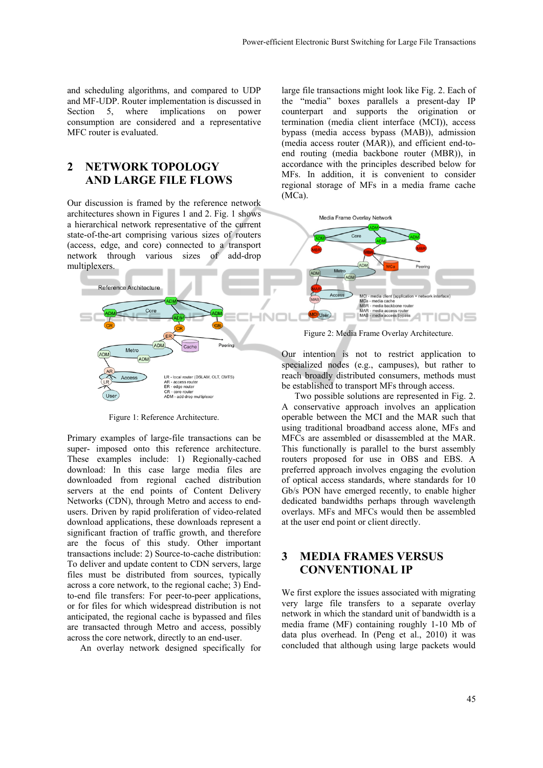and scheduling algorithms, and compared to UDP and MF-UDP. Router implementation is discussed in Section 5, where implications on power consumption are considered and a representative MFC router is evaluated.

## 2 NETWORK TOPOLOGY AND LARGE FILE FLOWS

Our discussion is framed by the reference network architectures shown in Figures 1 and 2. Fig. 1 shows a hierarchical network representative of the current state-of-the-art comprising various sizes of routers (access, edge, and core) connected to a transport network through various sizes of add-drop multiplexers.

Figure 1: Reference Architecture.

Primary examples of large-file transactions can be super- imposed onto this reference architecture. These examples include: 1) Regionally-cached download: In this case large media files are downloaded from regional cached distribution servers at the end points of Content Delivery Networks (CDN), through Metro and access to end-users. Driven by rapid proliferation of video-related download applications, these downloads represent a significant fraction of traffic growth, and therefore are the focus of this study. Other important transactions include: 2) Source-to-cache distribution: To deliver and update content to CDN servers, large files must be distributed from sources, typically across a core network, to the regional cache; 3) End-to-end file transfers: For peer-to-peer applications, or for files for which widespread distribution is not anticipated, the regional cache is bypassed and files are transacted through Metro and access, possibly across the core network, directly to an end-user.

An overlay network designed specifically for large file transactions might look like Fig. 2. Each of the "media" boxes parallels a present-day IP counterpart and supports the origination or termination (media client interface (MCI)), access bypass (media access bypass (MAB)), admission (media access router (MAR)), and efficient end-to-end routing (media backbone router (MBR)), in accordance with the principles described below for MFs. In addition, it is convenient to consider regional storage of MFs in a media frame cache (MCa).

Figure 2: Media Frame Overlay Architecture.

Our intention is not to restrict application to specialized nodes (e.g., campuses), but rather to reach broadly distributed consumers, methods must be established to transport MFs through access.

Two possible solutions are represented in Fig. 2. A conservative approach involves an application operable between the MCI and the MAR such that using traditional broadband access alone, MFs and MFCs are assembled or disassembled at the MAR. This functionality is parallel to the burst assembly routers proposed for use in OBS and EBS. A preferred approach involves engaging the evolution of optical access standards, where standards for 10 Gb/s PON have emerged recently, to enable higher dedicated bandwidths perhaps through wavelength overlays. MFs and MFCs would then be assembled at the user end point or client directly.

## 3 MEDIA FRAMES VERSUS CONVENTIONAL IP

We first explore the issues associated with migrating very large file transfers to a separate overlay network in which the standard unit of bandwidth is a media frame (MF) containing roughly 1-10 Mb of data plus overhead. In (Peng et al., 2010) it was concluded that although using large packets would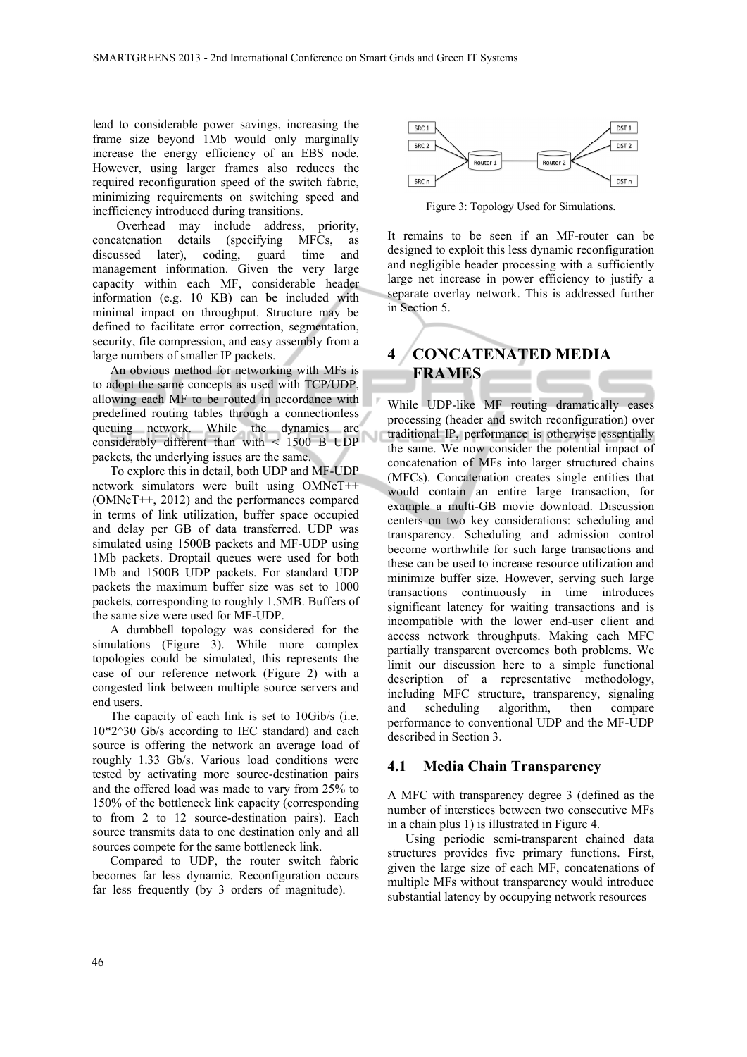lead to considerable power savings, increasing the frame size beyond 1Mb would only marginally increase the energy efficiency of an EBS node. However, using larger frames also reduces the required reconfiguration speed of the switch fabric, minimizing requirements on switching speed and inefficiency introduced during transitions.

Overhead may include address, priority, concatenation details (specifying MFCs, as discussed later), coding, guard time and management information. Given the very large capacity within each MF, considerable header information (e.g. 10 KB) can be included with minimal impact on throughput. Structure may be defined to facilitate error correction, segmentation, security, file compression, and easy assembly from a large numbers of smaller IP packets.

An obvious method for networking with MFs is to adopt the same concepts as used with TCP/UDP, allowing each MF to be routed in accordance with predefined routing tables through a connectionless queuing network. While the dynamics are considerably different than with < 1500 B UDP packets, the underlying issues are the same.

To explore this in detail, both UDP and MF-UDP network simulators were built using OMNeT++ (OMNeT++, 2012) and the performances compared in terms of link utilization, buffer space occupied and delay per GB of data transferred. UDP was simulated using 1500B packets and MF-UDP using 1Mb packets. Droptail queues were used for both 1Mb and 1500B UDP packets. For standard UDP packets the maximum buffer size was set to 1000 packets, corresponding to roughly 1.5MB. Buffers of the same size were used for MF-UDP.

A dumbbell topology was considered for the simulations (Figure 3). While more complex topologies could be simulated, this represents the case of our reference network (Figure 2) with a congested link between multiple source servers and end users.

The capacity of each link is set to 10Gib/s (i.e. 10*2^30 Gb/s according to IEC standard) and each source is offering the network an average load of roughly 1.33 Gb/s. Various load conditions were tested by activating more source-destination pairs and the offered load was made to vary from 25% to 150% of the bottleneck link capacity (corresponding to from 2 to 12 source-destination pairs). Each source transmits data to one destination only and all sources compete for the same bottleneck link.

Compared to UDP, the router switch fabric becomes far less dynamic. Reconfiguration occurs far less frequently (by 3 orders of magnitude).

Figure 3: Topology Used for Simulations.

It remains to be seen if an MF-router can be designed to exploit this less dynamic reconfiguration and negligible header processing with a sufficiently large net increase in power efficiency to justify a separate overlay network. This is addressed further in Section 5.

# 4 CONCATENATED MEDIA FRAMES

While UDP-like MF routing dramatically eases processing (header and switch reconfiguration) over traditional IP, performance is otherwise essentially the same. We now consider the potential impact of concatenation of MFs into larger structured chains (MFCs). Concatenation creates single entities that would contain an entire large transaction, for example a multi-GB movie download. Discussion centers on two key considerations: scheduling and transparency. Scheduling and admission control become worthwhile for such large transactions and these can be used to increase resource utilization and minimize buffer size. However, serving such large transactions continuously in time introduces significant latency for waiting transactions and is incompatible with the lower end-user client and access network throughputs. Making each MFC partially transparent overcomes both problems. We limit our discussion here to a simple functional description of a representative methodology, including MFC structure, transparency, signaling and scheduling algorithm, then compare performance to conventional UDP and the MF-UDP described in Section 3.

## 4.1 Media Chain Transparency

A MFC with transparency degree 3 (defined as the number of interstices between two consecutive MFs in a chain plus 1) is illustrated in Figure 4.

Using periodic semi-transparent chained data structures provides five primary functions. First, given the large size of each MF, concatenations of multiple MFs without transparency would introduce substantial latency by occupying network resources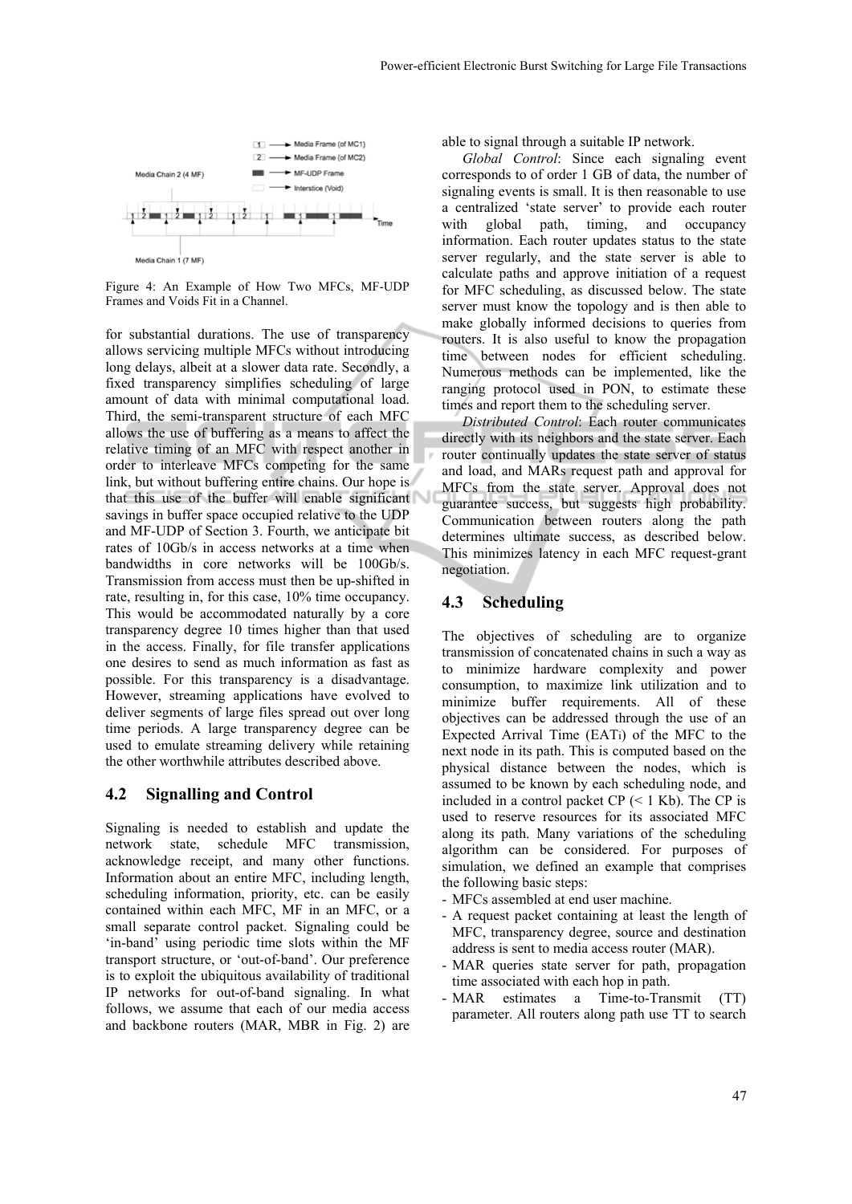Figure 4: An Example of How Two MFCs, MF-UDP Frames and Voids Fit in a Channel.

for substantial durations. The use of transparency allows servicing multiple MFCs without introducing long delays, albeit at a slower data rate. Secondly, a fixed transparency simplifies scheduling of large amount of data with minimal computational load. Third, the semi-transparent structure of each MFC allows the use of buffering as a means to affect the relative timing of an MFC with respect another in order to interleave MFCs competing for the same link, but without buffering entire chains. Our hope is that this use of the buffer will enable significant savings in buffer space occupied relative to the UDP and MF-UDP of Section 3. Fourth, we anticipate bit rates of 10Gb/s in access networks at a time when bandwidths in core networks will be 100Gb/s. Transmission from access must then be up-shifted in rate, resulting in, for this case, 10% time occupancy. This would be accommodated naturally by a core transparency degree 10 times higher than that used in the access. Finally, for file transfer applications one desires to send as much information as fast as possible. For this transparency is a disadvantage. However, streaming applications have evolved to deliver segments of large files spread out over long time periods. A large transparency degree can be used to emulate streaming delivery while retaining the other worthwhile attributes described above.

## 4.2 Signalling and Control

Signaling is needed to establish and update the network state, schedule MFC transmission, acknowledge receipt, and many other functions. Information about an entire MFC, including length, scheduling information, priority, etc. can be easily contained within each MFC, MF in an MFC, or a small separate control packet. Signaling could be 'in-band' using periodic time slots within the MF transport structure, or 'out-of-band'. Our preference is to exploit the ubiquitous availability of traditional IP networks for out-of-band signaling. In what follows, we assume that each of our media access and backbone routers (MAR, MBR in Fig. 2) are able to signal through a suitable IP network.

*Global Control*: Since each signaling event corresponds to of order 1 GB of data, the number of signaling events is small. It is then reasonable to use a centralized 'state server' to provide each router with global path, timing, and occupancy information. Each router updates status to the state server regularly, and the state server is able to calculate paths and approve initiation of a request for MFC scheduling, as discussed below. The state server must know the topology and is then able to make globally informed decisions to queries from routers. It is also useful to know the propagation time between nodes for efficient scheduling. Numerous methods can be implemented, like the ranging protocol used in PON, to estimate these times and report them to the scheduling server.

*Distributed Control*: Each router communicates directly with its neighbors and the state server. Each router continually updates the state server of status and load, and MARs request path and approval for MFCs from the state server. Approval does not guarantee success, but suggests high probability. Communication between routers along the path determines ultimate success, as described below. This minimizes latency in each MFC request-grant negotiation.

## 4.3 Scheduling

The objectives of scheduling are to organize transmission of concatenated chains in such a way as to minimize hardware complexity and power consumption, to maximize link utilization and to minimize buffer requirements. All of these objectives can be addressed through the use of an Expected Arrival Time ($EAT_i$) of the MFC to the next node in its path. This is computed based on the physical distance between the nodes, which is assumed to be known by each scheduling node, and included in a control packet CP (< 1 Kb). The CP is used to reserve resources for its associated MFC along its path. Many variations of the scheduling algorithm can be considered. For purposes of simulation, we defined an example that comprises the following basic steps:

- MFCs assembled at end user machine.
- A request packet containing at least the length of MFC, transparency degree, source and destination address is sent to media access router (MAR).
- MAR queries state server for path, propagation time associated with each hop in path.
- MAR estimates a Time-to-Transmit (TT) parameter. All routers along path use TT to search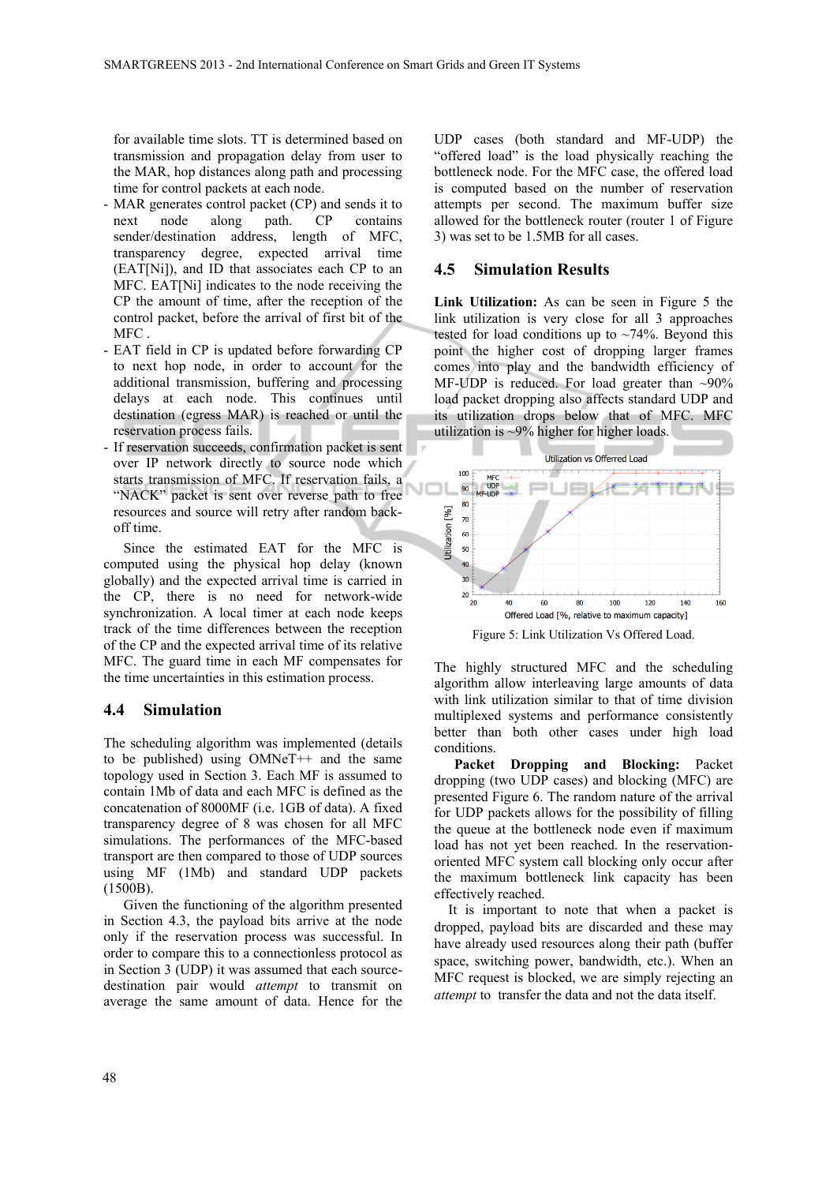for available time slots. TT is determined based on transmission and propagation delay from user to the MAR, hop distances along path and processing time for control packets at each node.

- MAR generates control packet (CP) and sends it to next node along path. CP contains sender/destination address, length of MFC, transparency degree, expected arrival time (EAT[Ni]), and ID that associates each CP to an MFC. EAT[Ni] indicates to the node receiving the CP the amount of time, after the reception of the control packet, before the arrival of first bit of the MFC .
- EAT field in CP is updated before forwarding CP to next hop node, in order to account for the additional transmission, buffering and processing delays at each node. This continues until destination (egress MAR) is reached or until the reservation process fails.
- If reservation succeeds, confirmation packet is sent over IP network directly to source node which starts transmission of MFC. If reservation fails, a "NACK" packet is sent over reverse path to free resources and source will retry after random back-off time.

Since the estimated EAT for the MFC is computed using the physical hop delay (known globally) and the expected arrival time is carried in the CP, there is no need for network-wide synchronization. A local timer at each node keeps track of the time differences between the reception of the CP and the expected arrival time of its relative MFC. The guard time in each MF compensates for the time uncertainties in this estimation process.

## 4.4 Simulation

The scheduling algorithm was implemented (details to be published) using OMNeT++ and the same topology used in Section 3. Each MF is assumed to contain 1Mb of data and each MFC is defined as the concatenation of 8000MF (i.e. 1GB of data). A fixed transparency degree of 8 was chosen for all MFC simulations. The performances of the MFC-based transport are then compared to those of UDP sources using MF (1Mb) and standard UDP packets (1500B).

Given the functioning of the algorithm presented in Section 4.3, the payload bits arrive at the node only if the reservation process was successful. In order to compare this to a connectionless protocol as in Section 3 (UDP) it was assumed that each source-destination pair would *attempt* to transmit on average the same amount of data. Hence for the UDP cases (both standard and MF-UDP) the "offered load" is the load physically reaching the bottleneck node. For the MFC case, the offered load is computed based on the number of reservation attempts per second. The maximum buffer size allowed for the bottleneck router (router 1 of Figure 3) was set to be 1.5MB for all cases.

## 4.5 Simulation Results

**Link Utilization:** As can be seen in Figure 5 the link utilization is very close for all 3 approaches tested for load conditions up to ~74%. Beyond this point the higher cost of dropping larger frames comes into play and the bandwidth efficiency of MF-UDP is reduced. For load greater than ~90% load packet dropping also affects standard UDP and its utilization drops below that of MFC. MFC utilization is ~9% higher for higher loads.

Figure 5: Link Utilization Vs Offered Load.

The highly structured MFC and the scheduling algorithm allow interleaving large amounts of data with link utilization similar to that of time division multiplexed systems and performance consistently better than both other cases under high load conditions.

**Packet Dropping and Blocking:** Packet dropping (two UDP cases) and blocking (MFC) are presented Figure 6. The random nature of the arrival for UDP packets allows for the possibility of filling the queue at the bottleneck node even if maximum load has not yet been reached. In the reservation-oriented MFC system call blocking only occur after the maximum bottleneck link capacity has been effectively reached.

It is important to note that when a packet is dropped, payload bits are discarded and these may have already used resources along their path (buffer space, switching power, bandwidth, etc.). When an MFC request is blocked, we are simply rejecting an *attempt* to transfer the data and not the data itself.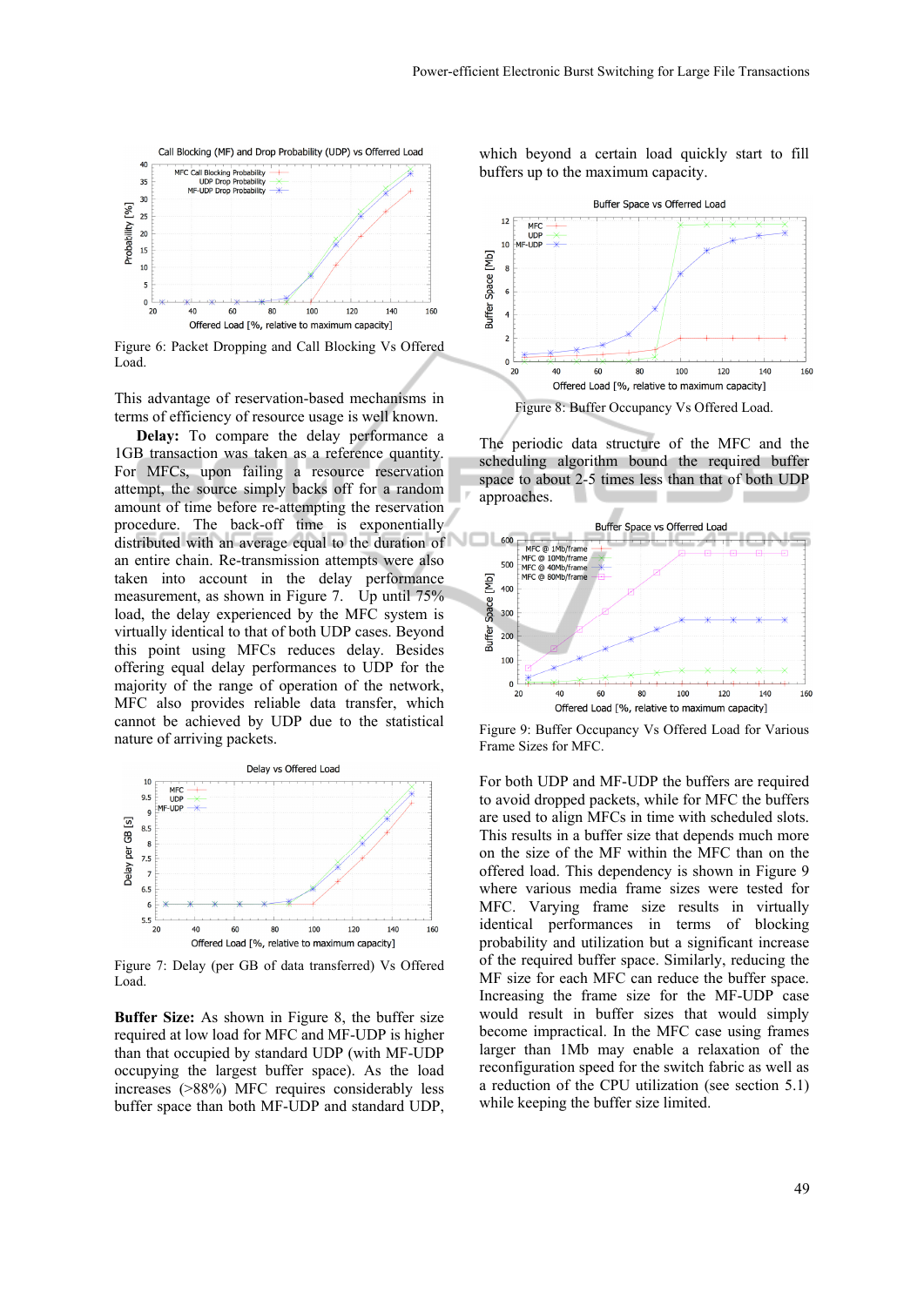Figure 6: Packet Dropping and Call Blocking Vs Offered Load.

This advantage of reservation-based mechanisms in terms of efficiency of resource usage is well known.

**Delay:** To compare the delay performance a 1GB transaction was taken as a reference quantity. For MFCs, upon failing a resource reservation attempt, the source simply backs off for a random amount of time before re-attempting the reservation procedure. The back-off time is exponentially distributed with an average equal to the duration of an entire chain. Re-transmission attempts were also taken into account in the delay performance measurement, as shown in Figure 7. Up until 75% load, the delay experienced by the MFC system is virtually identical to that of both UDP cases. Beyond this point using MFCs reduces delay. Besides offering equal delay performances to UDP for the majority of the range of operation of the network, MFC also provides reliable data transfer, which cannot be achieved by UDP due to the statistical nature of arriving packets.

Figure 7: Delay (per GB of data transferred) Vs Offered Load.

**Buffer Size:** As shown in Figure 8, the buffer size required at low load for MFC and MF-UDP is higher than that occupied by standard UDP (with MF-UDP occupying the largest buffer space). As the load increases (>88%) MFC requires considerably less buffer space than both MF-UDP and standard UDP, which beyond a certain load quickly start to fill buffers up to the maximum capacity.

Figure 8: Buffer Occupancy Vs Offered Load.

The periodic data structure of the MFC and the scheduling algorithm bound the required buffer space to about 2-5 times less than that of both UDP approaches.

Figure 9: Buffer Occupancy Vs Offered Load for Various Frame Sizes for MFC.

For both UDP and MF-UDP the buffers are required to avoid dropped packets, while for MFC the buffers are used to align MFCs in time with scheduled slots. This results in a buffer size that depends much more on the size of the MF within the MFC than on the offered load. This dependency is shown in Figure 9 where various media frame sizes were tested for MFC. Varying frame size results in virtually identical performances in terms of blocking probability and utilization but a significant increase of the required buffer space. Similarly, reducing the MF size for each MFC can reduce the buffer space. Increasing the frame size for the MF-UDP case would result in buffer sizes that would simply become impractical. In the MFC case using frames larger than 1Mb may enable a relaxation of the reconfiguration speed for the switch fabric as well as a reduction of the CPU utilization (see section 5.1) while keeping the buffer size limited.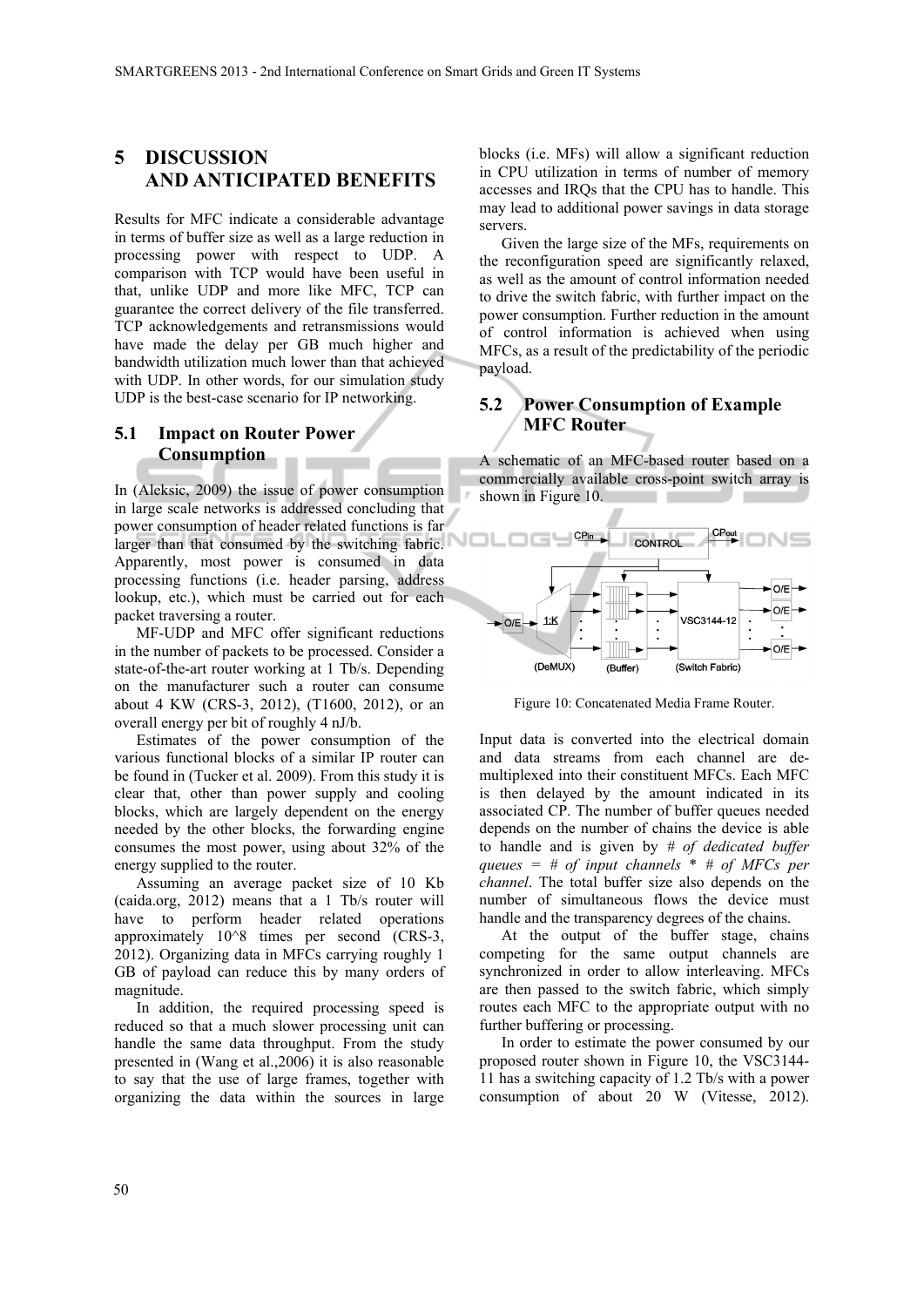## 5 DISCUSSION AND ANTICIPATED BENEFITS

Results for MFC indicate a considerable advantage in terms of buffer size as well as a large reduction in processing power with respect to UDP. A comparison with TCP would have been useful in that, unlike UDP and more like MFC, TCP can guarantee the correct delivery of the file transferred. TCP acknowledgements and retransmissions would have made the delay per GB much higher and bandwidth utilization much lower than that achieved with UDP. In other words, for our simulation study UDP is the best-case scenario for IP networking.

### 5.1 Impact on Router Power Consumption

In (Aleksic, 2009) the issue of power consumption in large scale networks is addressed concluding that power consumption of header related functions is far larger than that consumed by the switching fabric. Apparently, most power is consumed in data processing functions (i.e. header parsing, address lookup, etc.), which must be carried out for each packet traversing a router.

MF-UDP and MFC offer significant reductions in the number of packets to be processed. Consider a state-of-the-art router working at 1 Tb/s. Depending on the manufacturer such a router can consume about 4 KW (CRS-3, 2012), (T1600, 2012), or an overall energy per bit of roughly 4 nJ/b.

Estimates of the power consumption of the various functional blocks of a similar IP router can be found in (Tucker et al. 2009). From this study it is clear that, other than power supply and cooling blocks, which are largely dependent on the energy needed by the other blocks, the forwarding engine consumes the most power, using about 32% of the energy supplied to the router.

Assuming an average packet size of 10 Kb (caida.org, 2012) means that a 1 Tb/s router will have to perform header related operations approximately 10^8 times per second (CRS-3, 2012). Organizing data in MFCs carrying roughly 1 GB of payload can reduce this by many orders of magnitude.

In addition, the required processing speed is reduced so that a much slower processing unit can handle the same data throughput. From the study presented in (Wang et al.,2006) it is also reasonable to say that the use of large frames, together with organizing the data within the sources in large blocks (i.e. MFs) will allow a significant reduction in CPU utilization in terms of number of memory accesses and IRQs that the CPU has to handle. This may lead to additional power savings in data storage servers.

Given the large size of the MFs, requirements on the reconfiguration speed are significantly relaxed, as well as the amount of control information needed to drive the switch fabric, with further impact on the power consumption. Further reduction in the amount of control information is achieved when using MFCs, as a result of the predictability of the periodic payload.

### 5.2 Power Consumption of Example MFC Router

A schematic of an MFC-based router based on a commercially available cross-point switch array is shown in Figure 10.

Figure 10: Concatenated Media Frame Router.

Input data is converted into the electrical domain and data streams from each channel are de-multiplexed into their constituent MFCs. Each MFC is then delayed by the amount indicated in its associated CP. The number of buffer queues needed depends on the number of chains the device is able to handle and is given by *# of dedicated buffer queues = # of input channels \* # of MFCs per channel*. The total buffer size also depends on the number of simultaneous flows the device must handle and the transparency degrees of the chains.

At the output of the buffer stage, chains competing for the same output channels are synchronized in order to allow interleaving. MFCs are then passed to the switch fabric, which simply routes each MFC to the appropriate output with no further buffering or processing.

In order to estimate the power consumed by our proposed router shown in Figure 10, the VSC3144-11 has a switching capacity of 1.2 Tb/s with a power consumption of about 20 W (Vitesse, 2012).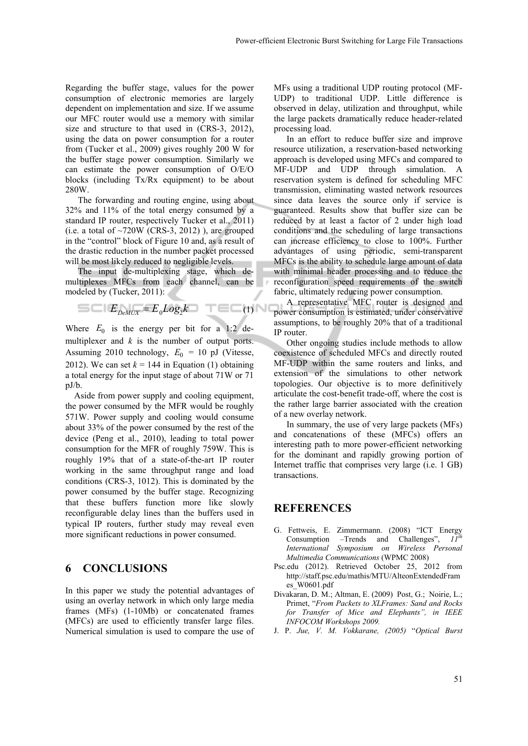Regarding the buffer stage, values for the power consumption of electronic memories are largely dependent on implementation and size. If we assume our MFC router would use a memory with similar size and structure to that used in (CRS-3, 2012), using the data on power consumption for a router from (Tucker et al., 2009) gives roughly 200 W for the buffer stage power consumption. Similarly we can estimate the power consumption of O/E/O blocks (including Tx/Rx equipment) to be about 280W.

The forwarding and routing engine, using about 32% and 11% of the total energy consumed by a standard IP router, respectively Tucker et al., 2011) (i.e. a total of ~720W (CRS-3, 2012) ), are grouped in the "control" block of Figure 10 and, as a result of the drastic reduction in the number packet processed will be most likely reduced to negligible levels.

The input de-multiplexing stage, which de-multiplexes MFCs from each channel, can be modeled by (Tucker, 2011):

$$E_{DeMUX} = E_0 Log_2 k \tag{1}$$

Where $E_0$ is the energy per bit for a 1:2 de-multiplexer and $k$ is the number of output ports. Assuming 2010 technology, $E_0$ = 10 pJ (Vitesse, 2012). We can set $k$ = 144 in Equation (1) obtaining a total energy for the input stage of about 71W or 71 pJ/b.

Aside from power supply and cooling equipment, the power consumed by the MFR would be roughly 571W. Power supply and cooling would consume about 33% of the power consumed by the rest of the device (Peng et al., 2010), leading to total power consumption for the MFR of roughly 759W. This is roughly 19% that of a state-of-the-art IP router working in the same throughput range and load conditions (CRS-3, 1012). This is dominated by the power consumed by the buffer stage. Recognizing that these buffers function more like slowly reconfigurable delay lines than the buffers used in typical IP routers, further study may reveal even more significant reductions in power consumed.

## 6 CONCLUSIONS

In this paper we study the potential advantages of using an overlay network in which only large media frames (MFs) (1-10Mb) or concatenated frames (MFCs) are used to efficiently transfer large files. Numerical simulation is used to compare the use of MFs using a traditional UDP routing protocol (MF-UDP) to traditional UDP. Little difference is observed in delay, utilization and throughput, while the large packets dramatically reduce header-related processing load.

In an effort to reduce buffer size and improve resource utilization, a reservation-based networking approach is developed using MFCs and compared to MF-UDP and UDP through simulation. A reservation system is defined for scheduling MFC transmission, eliminating wasted network resources since data leaves the source only if service is guaranteed. Results show that buffer size can be reduced by at least a factor of 2 under high load conditions and the scheduling of large transactions can increase efficiency to close to 100%. Further advantages of using periodic, semi-transparent MFCs is the ability to schedule large amount of data with minimal header processing and to reduce the reconfiguration speed requirements of the switch fabric, ultimately reducing power consumption.

A representative MFC router is designed and power consumption is estimated, under conservative assumptions, to be roughly 20% that of a traditional IP router.

Other ongoing studies include methods to allow coexistence of scheduled MFCs and directly routed MF-UDP within the same routers and links, and extension of the simulations to other network topologies. Our objective is to more definitively articulate the cost-benefit trade-off, where the cost is the rather large barrier associated with the creation of a new overlay network.

In summary, the use of very large packets (MFs) and concatenations of these (MFCs) offers an interesting path to more power-efficient networking for the dominant and rapidly growing portion of Internet traffic that comprises very large (i.e. 1 GB) transactions.

## REFERENCES

G. Fettweis, E. Zimmermann. (2008) "ICT Energy Consumption –Trends and Challenges", *11th International Symposium on Wireless Personal Multimedia Communications* (WPMC 2008)

Psc.edu (2012). Retrieved October 25, 2012 from http://staff.psc.edu/mathis/MTU/AlteonExtendedFrames_W0601.pdf

Divakaran, D. M.; Altman, E. (2009) Post, G.; Noirie, L.; Primet, "*From Packets to XLFrames: Sand and Rocks for Transfer of Mice and Elephants", in IEEE INFOCOM Workshops 2009.*

J. P. *Jue, V. M. Vokkarane, (2005)* "*Optical Burst*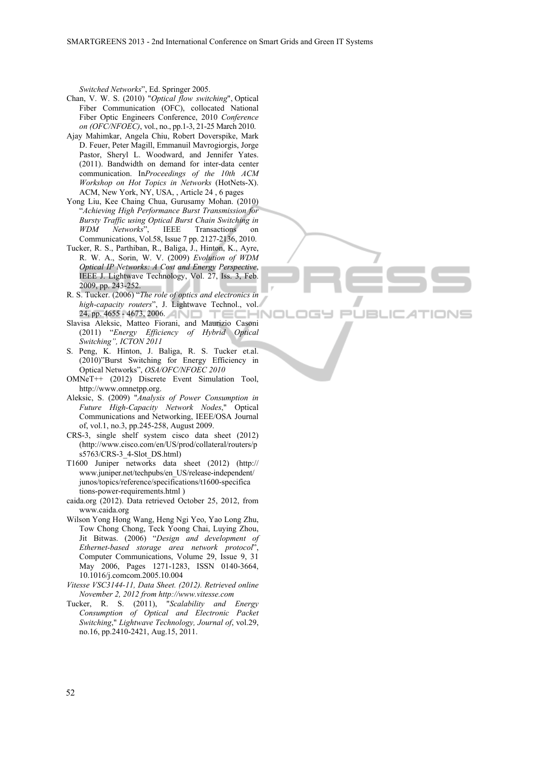*Switched Networks*", Ed. Springer 2005.

Chan, V. W. S. (2010) "*Optical flow switching*", Optical Fiber Communication (OFC), collocated National Fiber Optic Engineers Conference, 2010 *Conference on (OFC/NFOEC)*, vol., no., pp.1-3, 21-25 March 2010.

Ajay Mahimkar, Angela Chiu, Robert Doverspike, Mark D. Feuer, Peter Magill, Emmanuil Mavrogiorgis, Jorge Pastor, Sheryl L. Woodward, and Jennifer Yates. (2011). Bandwidth on demand for inter-data center communication. In*Proceedings of the 10th ACM Workshop on Hot Topics in Networks* (HotNets-X). ACM, New York, NY, USA, , Article 24 , 6 pages

Yong Liu, Kee Chaing Chua, Gurusamy Mohan. (2010) "*Achieving High Performance Burst Transmission for Bursty Traffic using Optical Burst Chain Switching in WDM Networks*", IEEE Transactions on Communications, Vol.58, Issue 7 pp. 2127-2136, 2010.

Tucker, R. S., Parthiban, R., Baliga, J., Hinton, K., Ayre, R. W. A., Sorin, W. V. (2009) *Evolution of WDM Optical IP Networks: A Cost and Energy Perspective*, IEEE J. Lightwave Technology, Vol. 27, Iss. 3, Feb. 2009, pp. 243-252.

R. S. Tucker. (2006) "*The role of optics and electronics in high-capacity routers*", J. Lightwave Technol., vol. 24, pp. 4655 - 4673, 2006.

Slavisa Aleksic, Matteo Fiorani, and Maurizio Casoni (2011) "*Energy Efficiency of Hybrid Optical Switching", ICTON 2011*

S. Peng, K. Hinton, J. Baliga, R. S. Tucker et.al. (2010)"Burst Switching for Energy Efficiency in Optical Networks", *OSA/OFC/NFOEC 2010*

OMNeT++ (2012) Discrete Event Simulation Tool, http://www.omnetpp.org.

Aleksic, S. (2009) "*Analysis of Power Consumption in Future High-Capacity Network Nodes*," Optical Communications and Networking, IEEE/OSA Journal of, vol.1, no.3, pp.245-258, August 2009.

CRS-3, single shelf system cisco data sheet (2012) (http://www.cisco.com/en/US/prod/collateral/routers/ps5763/CRS-3_4-Slot_DS.html)

T1600 Juniper networks data sheet (2012) (http://www.juniper.net/techpubs/en_US/release-independent/junos/topics/reference/specifications/t1600-specifications-power-requirements.html )

caida.org (2012). Data retrieved October 25, 2012, from www.caida.org

Wilson Yong Hong Wang, Heng Ngi Yeo, Yao Long Zhu, Tow Chong Chong, Teck Yoong Chai, Luying Zhou, Jit Bitwas. (2006) "*Design and development of Ethernet-based storage area network protocol*", Computer Communications, Volume 29, Issue 9, 31 May 2006, Pages 1271-1283, ISSN 0140-3664, 10.1016/j.comcom.2005.10.004

*Vitesse VSC3144-11, Data Sheet. (2012). Retrieved online November 2, 2012 from http://www.vitesse.com*

Tucker, R. S. (2011), "*Scalability and Energy Consumption of Optical and Electronic Packet Switching*," *Lightwave Technology, Journal of*, vol.29, no.16, pp.2410-2421, Aug.15, 2011.